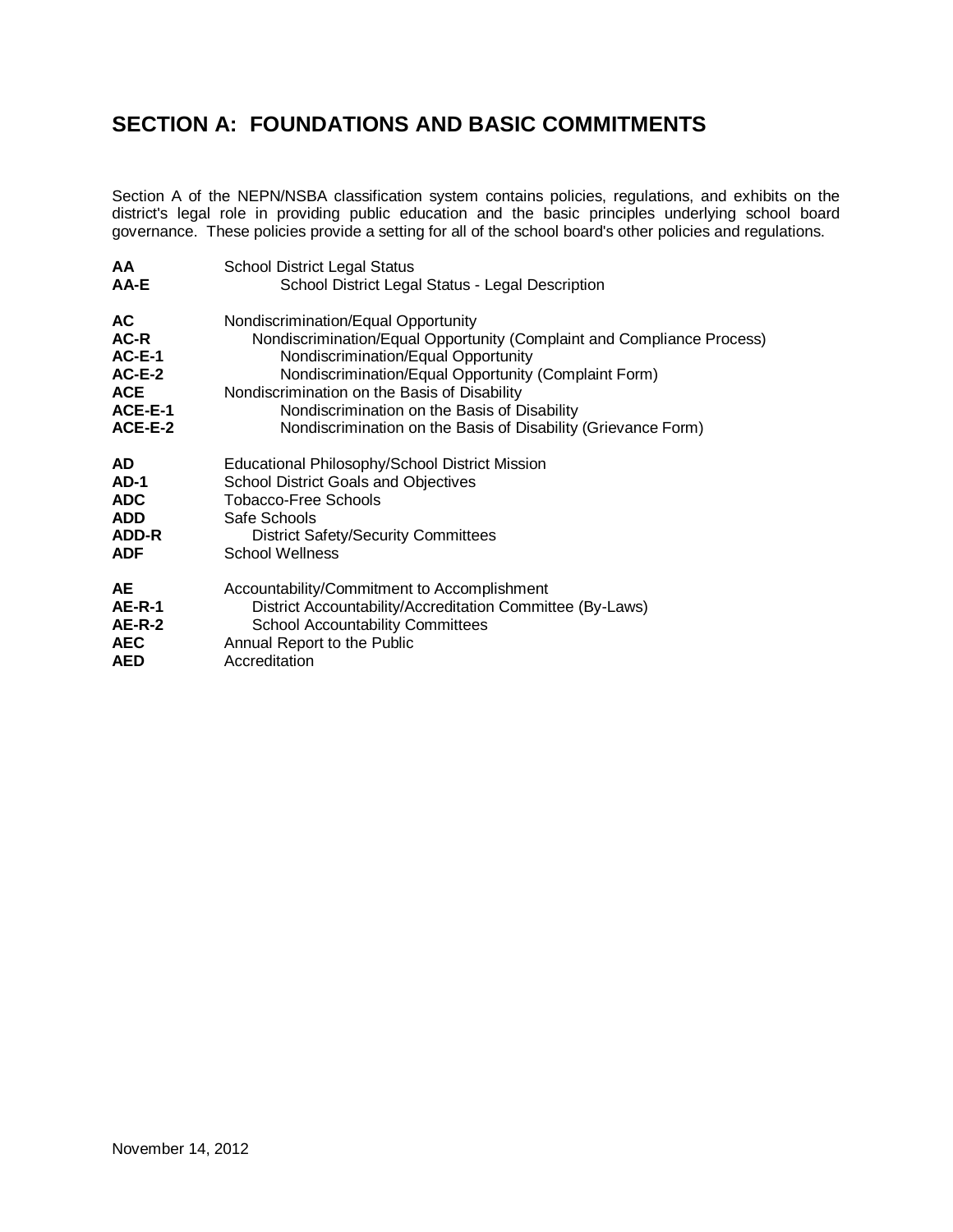# SECTION A: FOUNDATIONS AND BASIC COMMITMENTS

Section A of the NEPN/NSBA classification system contains policies, regulations, and exhibits on the district's legal role in providing public education and the basic principles underlying school board governance. These policies provide a setting for all of the school board's other policies and regulations.

| | |
|---|---|
| **AA** | School District Legal Status |
| **AA-E** | School District Legal Status - Legal Description |
| **AC** | Nondiscrimination/Equal Opportunity |
| **AC-R** | Nondiscrimination/Equal Opportunity (Complaint and Compliance Process) |
| **AC-E-1** | Nondiscrimination/Equal Opportunity |
| **AC-E-2** | Nondiscrimination/Equal Opportunity (Complaint Form) |
| **ACE** | Nondiscrimination on the Basis of Disability |
| **ACE-E-1** | Nondiscrimination on the Basis of Disability |
| **ACE-E-2** | Nondiscrimination on the Basis of Disability (Grievance Form) |
| **AD** | Educational Philosophy/School District Mission |
| **AD-1** | School District Goals and Objectives |
| **ADC** | Tobacco-Free Schools |
| **ADD** | Safe Schools |
| **ADD-R** | District Safety/Security Committees |
| **ADF** | School Wellness |
| **AE** | Accountability/Commitment to Accomplishment |
| **AE-R-1** | District Accountability/Accreditation Committee (By-Laws) |
| **AE-R-2** | School Accountability Committees |
| **AEC** | Annual Report to the Public |
| **AED** | Accreditation |

November 14, 2012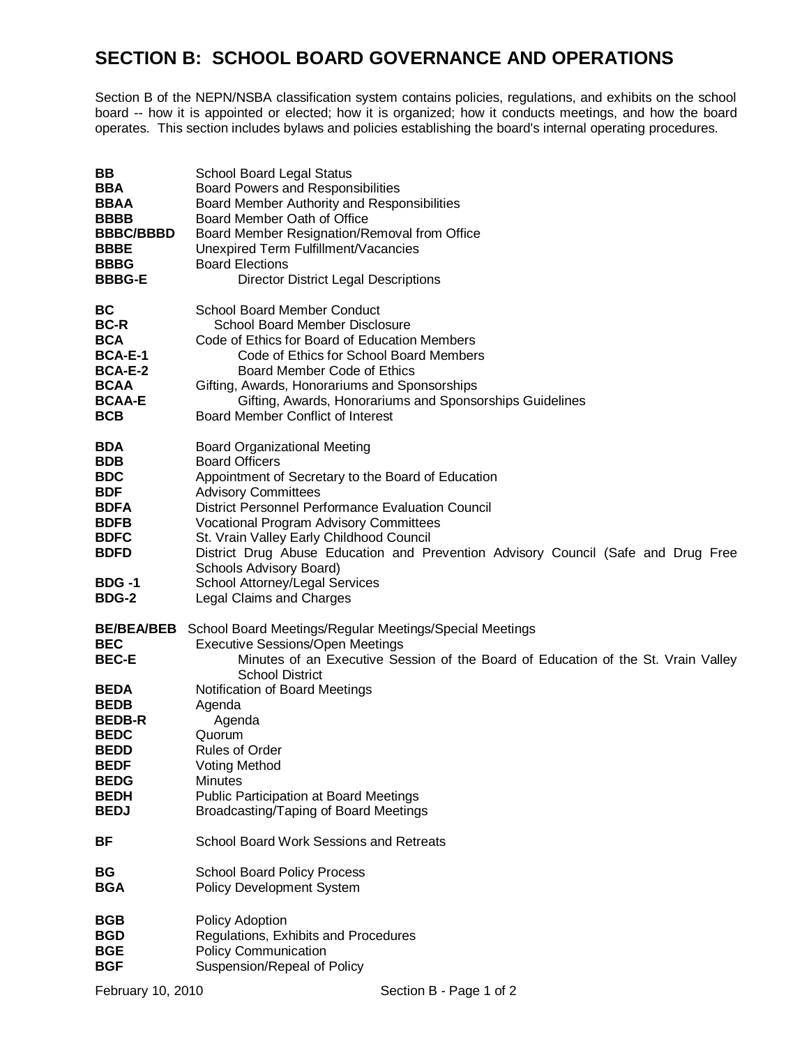# SECTION B: SCHOOL BOARD GOVERNANCE AND OPERATIONS

Section B of the NEPN/NSBA classification system contains policies, regulations, and exhibits on the school board -- how it is appointed or elected; how it is organized; how it conducts meetings, and how the board operates. This section includes bylaws and policies establishing the board's internal operating procedures.

| | |
|---|---|
| **BB** | School Board Legal Status |
| **BBA** | Board Powers and Responsibilities |
| **BBAA** | Board Member Authority and Responsibilities |
| **BBBB** | Board Member Oath of Office |
| **BBBC/BBBD** | Board Member Resignation/Removal from Office |
| **BBBE** | Unexpired Term Fulfillment/Vacancies |
| **BBBG** | Board Elections |
| **BBBG-E** | Director District Legal Descriptions |
| | |
| **BC** | School Board Member Conduct |
| **BC-R** | School Board Member Disclosure |
| **BCA** | Code of Ethics for Board of Education Members |
| **BCA-E-1** | Code of Ethics for School Board Members |
| **BCA-E-2** | Board Member Code of Ethics |
| **BCAA** | Gifting, Awards, Honorariums and Sponsorships |
| **BCAA-E** | Gifting, Awards, Honorariums and Sponsorships Guidelines |
| **BCB** | Board Member Conflict of Interest |
| | |
| **BDA** | Board Organizational Meeting |
| **BDB** | Board Officers |
| **BDC** | Appointment of Secretary to the Board of Education |
| **BDF** | Advisory Committees |
| **BDFA** | District Personnel Performance Evaluation Council |
| **BDFB** | Vocational Program Advisory Committees |
| **BDFC** | St. Vrain Valley Early Childhood Council |
| **BDFD** | District Drug Abuse Education and Prevention Advisory Council (Safe and Drug Free Schools Advisory Board) |
| **BDG -1** | School Attorney/Legal Services |
| **BDG-2** | Legal Claims and Charges |
| | |
| **BE/BEA/BEB** | School Board Meetings/Regular Meetings/Special Meetings |
| **BEC** | Executive Sessions/Open Meetings |
| **BEC-E** | Minutes of an Executive Session of the Board of Education of the St. Vrain Valley School District |
| **BEDA** | Notification of Board Meetings |
| **BEDB** | Agenda |
| **BEDB-R** | Agenda |
| **BEDC** | Quorum |
| **BEDD** | Rules of Order |
| **BEDF** | Voting Method |
| **BEDG** | Minutes |
| **BEDH** | Public Participation at Board Meetings |
| **BEDJ** | Broadcasting/Taping of Board Meetings |
| | |
| **BF** | School Board Work Sessions and Retreats |
| | |
| **BG** | School Board Policy Process |
| **BGA** | Policy Development System |
| | |
| **BGB** | Policy Adoption |
| **BGD** | Regulations, Exhibits and Procedures |
| **BGE** | Policy Communication |
| **BGF** | Suspension/Repeal of Policy |

February 10, 2010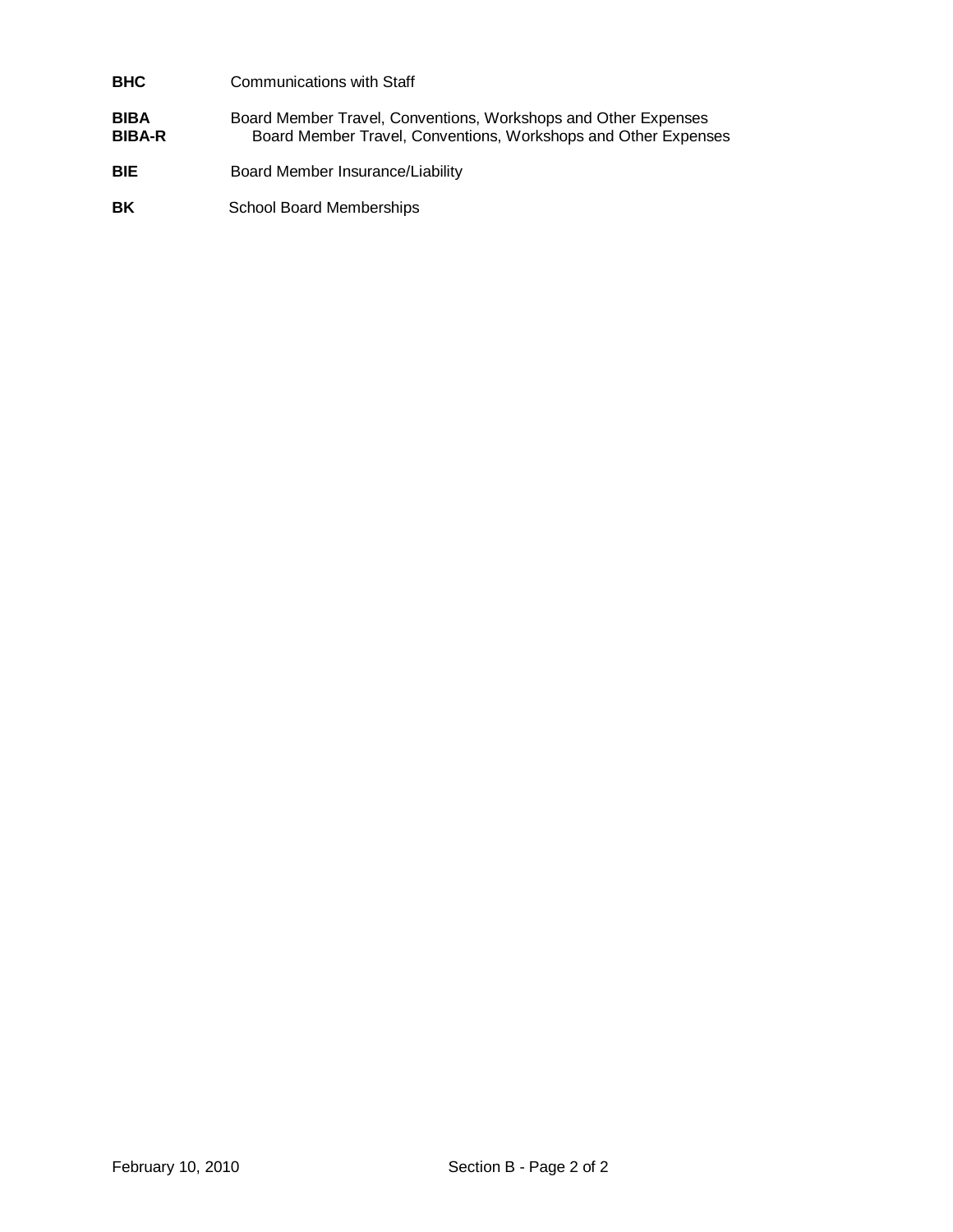| | |
|---|---|
| **BHC** | Communications with Staff |
| **BIBA** | Board Member Travel, Conventions, Workshops and Other Expenses |
| **BIBA-R** | Board Member Travel, Conventions, Workshops and Other Expenses |
| **BIE** | Board Member Insurance/Liability |
| **BK** | School Board Memberships |

February 10, 2010 Section B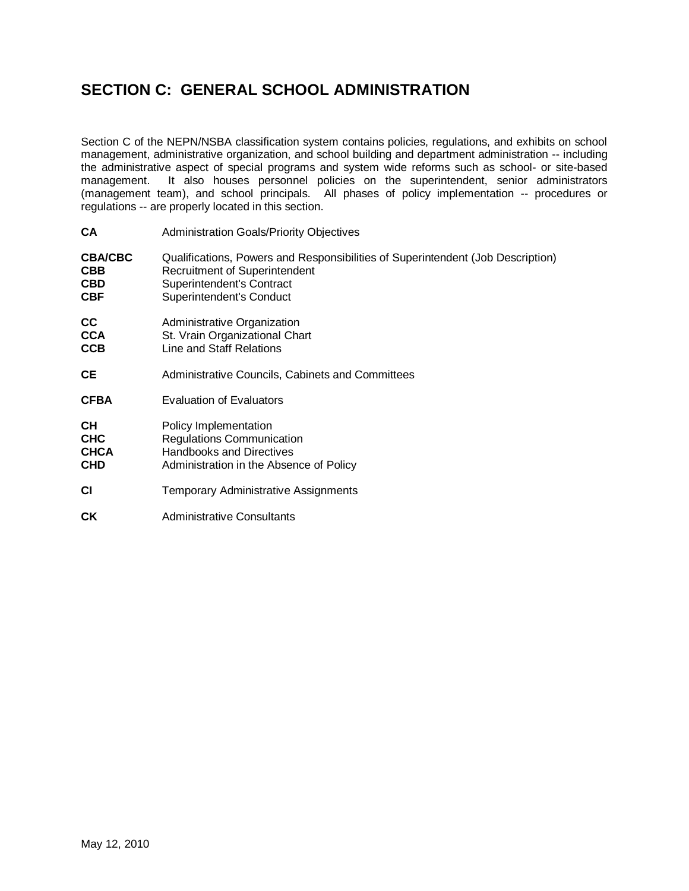## SECTION C: GENERAL SCHOOL ADMINISTRATION

Section C of the NEPN/NSBA classification system contains policies, regulations, and exhibits on school management, administrative organization, and school building and department administration -- including the administrative aspect of special programs and system wide reforms such as school- or site-based management. It also houses personnel policies on the superintendent, senior administrators (management team), and school principals. All phases of policy implementation -- procedures or regulations -- are properly located in this section.

| | |
|---|---|
| **CA** | Administration Goals/Priority Objectives |
| **CBA/CBC** | Qualifications, Powers and Responsibilities of Superintendent (Job Description) |
| **CBB** | Recruitment of Superintendent |
| **CBD** | Superintendent's Contract |
| **CBF** | Superintendent's Conduct |
| **CC** | Administrative Organization |
| **CCA** | St. Vrain Organizational Chart |
| **CCB** | Line and Staff Relations |
| **CE** | Administrative Councils, Cabinets and Committees |
| **CFBA** | Evaluation of Evaluators |
| **CH** | Policy Implementation |
| **CHC** | Regulations Communication |
| **CHCA** | Handbooks and Directives |
| **CHD** | Administration in the Absence of Policy |
| **CI** | Temporary Administrative Assignments |
| **CK** | Administrative Consultants |

May 12, 2010